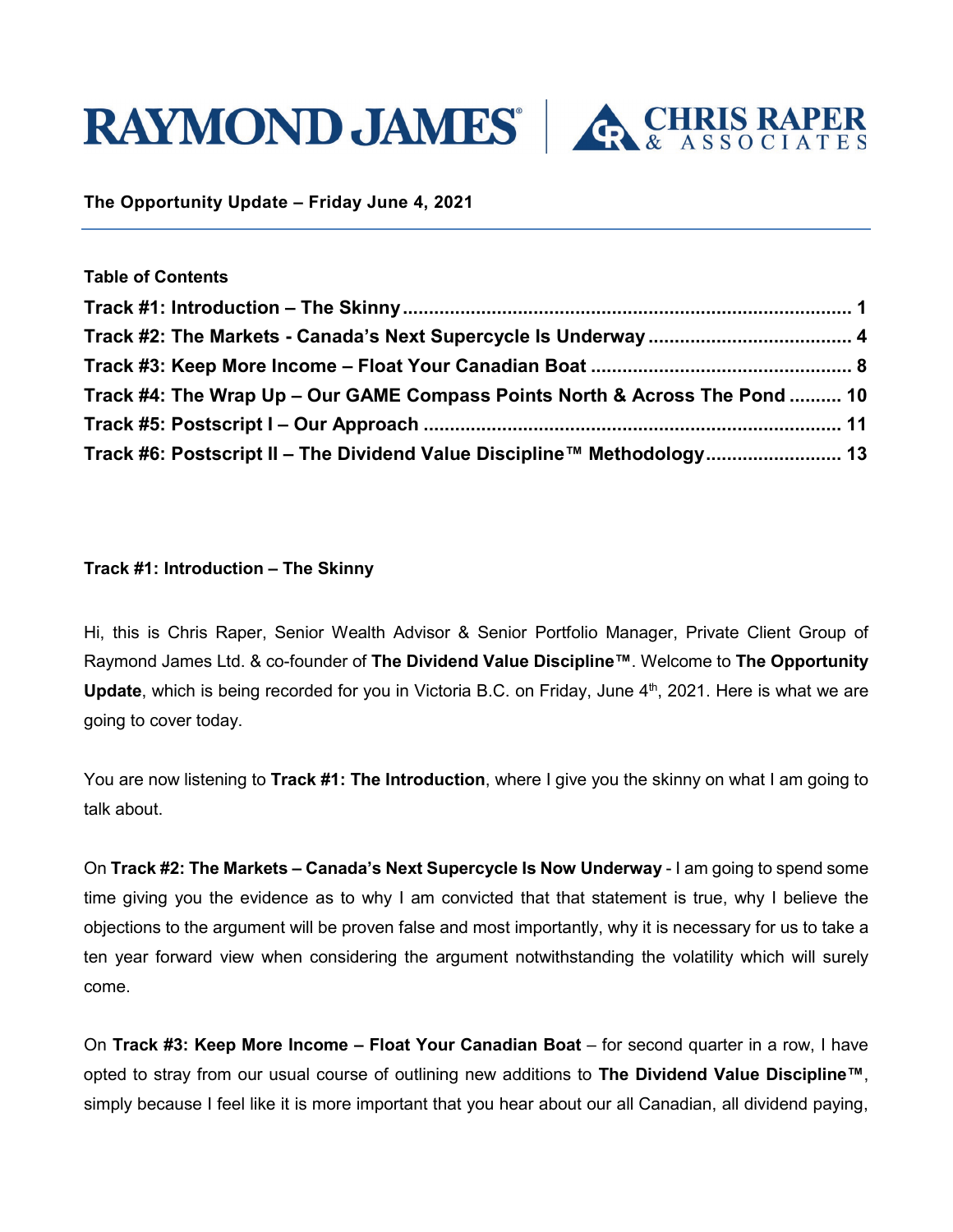**RAYMOND JAMES** | **CHRIS RAPER & ASSOCIATES**

**The Opportunity Update – Friday June 4, 2021**

**Table of Contents**

**Track #1: Introduction – The Skinny ........................................................................... 1**
**Track #2: The Markets - Canada's Next Supercycle Is Underway ...................................... 4**
**Track #3: Keep More Income – Float Your Canadian Boat ................................................ 8**
**Track #4: The Wrap Up – Our GAME Compass Points North & Across The Pond .......... 10**
**Track #5: Postscript I – Our Approach ............................................................................. 11**
**Track #6: Postscript II – The Dividend Value Discipline™ Methodology......................... 13**

## Track #1: Introduction – The Skinny

Hi, this is Chris Raper, Senior Wealth Advisor & Senior Portfolio Manager, Private Client Group of Raymond James Ltd. & co-founder of **The Dividend Value Discipline™**. Welcome to **The Opportunity Update**, which is being recorded for you in Victoria B.C. on Friday, June 4th, 2021. Here is what we are going to cover today.

You are now listening to **Track #1: The Introduction**, where I give you the skinny on what I am going to talk about.

On **Track #2: The Markets – Canada's Next Supercycle Is Now Underway** - I am going to spend some time giving you the evidence as to why I am convicted that that statement is true, why I believe the objections to the argument will be proven false and most importantly, why it is necessary for us to take a ten year forward view when considering the argument notwithstanding the volatility which will surely come.

On **Track #3: Keep More Income – Float Your Canadian Boat** – for second quarter in a row, I have opted to stray from our usual course of outlining new additions to **The Dividend Value Discipline™**, simply because I feel like it is more important that you hear about our all Canadian, all dividend paying,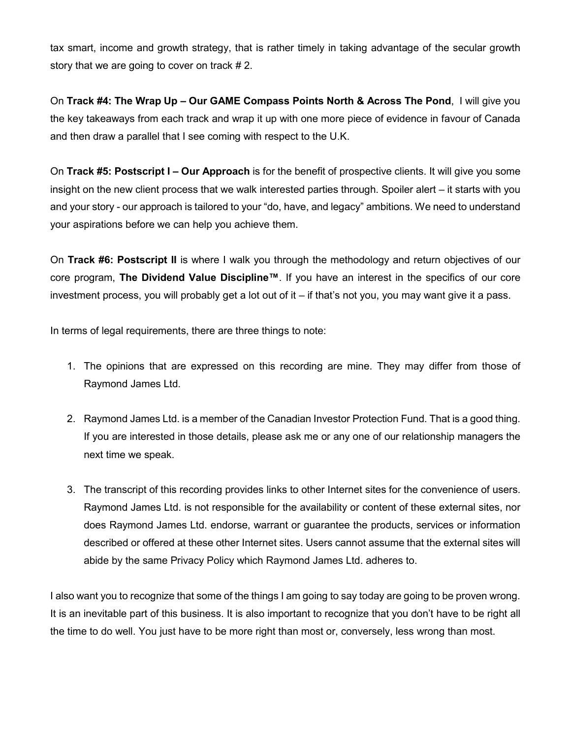tax smart, income and growth strategy, that is rather timely in taking advantage of the secular growth story that we are going to cover on track # 2.

On **Track #4: The Wrap Up – Our GAME Compass Points North & Across The Pond**, I will give you the key takeaways from each track and wrap it up with one more piece of evidence in favour of Canada and then draw a parallel that I see coming with respect to the U.K.

On **Track #5: Postscript I – Our Approach** is for the benefit of prospective clients. It will give you some insight on the new client process that we walk interested parties through. Spoiler alert – it starts with you and your story - our approach is tailored to your "do, have, and legacy" ambitions. We need to understand your aspirations before we can help you achieve them.

On **Track #6: Postscript II** is where I walk you through the methodology and return objectives of our core program, **The Dividend Value Discipline™**. If you have an interest in the specifics of our core investment process, you will probably get a lot out of it – if that's not you, you may want give it a pass.

In terms of legal requirements, there are three things to note:

1. The opinions that are expressed on this recording are mine. They may differ from those of Raymond James Ltd.
2. Raymond James Ltd. is a member of the Canadian Investor Protection Fund. That is a good thing. If you are interested in those details, please ask me or any one of our relationship managers the next time we speak.
3. The transcript of this recording provides links to other Internet sites for the convenience of users. Raymond James Ltd. is not responsible for the availability or content of these external sites, nor does Raymond James Ltd. endorse, warrant or guarantee the products, services or information described or offered at these other Internet sites. Users cannot assume that the external sites will abide by the same Privacy Policy which Raymond James Ltd. adheres to.

I also want you to recognize that some of the things I am going to say today are going to be proven wrong. It is an inevitable part of this business. It is also important to recognize that you don't have to be right all the time to do well. You just have to be more right than most or, conversely, less wrong than most.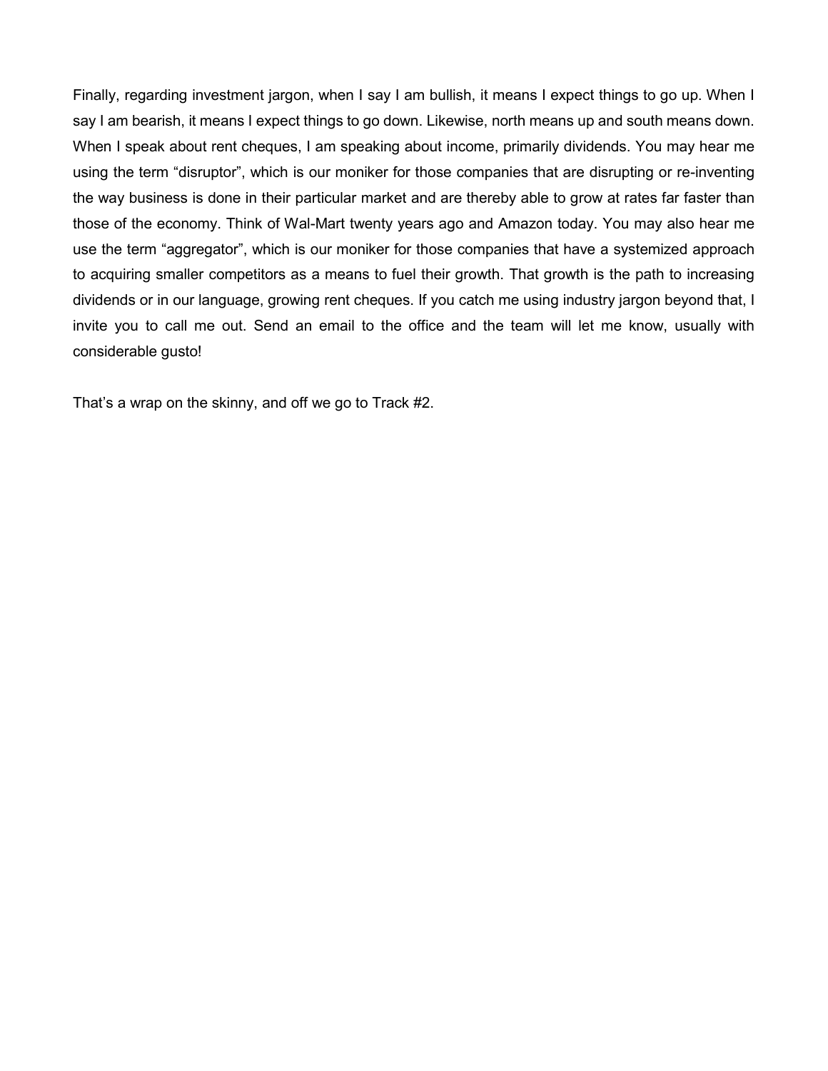Finally, regarding investment jargon, when I say I am bullish, it means I expect things to go up. When I say I am bearish, it means I expect things to go down. Likewise, north means up and south means down. When I speak about rent cheques, I am speaking about income, primarily dividends. You may hear me using the term “disruptor”, which is our moniker for those companies that are disrupting or re-inventing the way business is done in their particular market and are thereby able to grow at rates far faster than those of the economy. Think of Wal-Mart twenty years ago and Amazon today. You may also hear me use the term “aggregator”, which is our moniker for those companies that have a systemized approach to acquiring smaller competitors as a means to fuel their growth. That growth is the path to increasing dividends or in our language, growing rent cheques. If you catch me using industry jargon beyond that, I invite you to call me out. Send an email to the office and the team will let me know, usually with considerable gusto!

That’s a wrap on the skinny, and off we go to Track #2.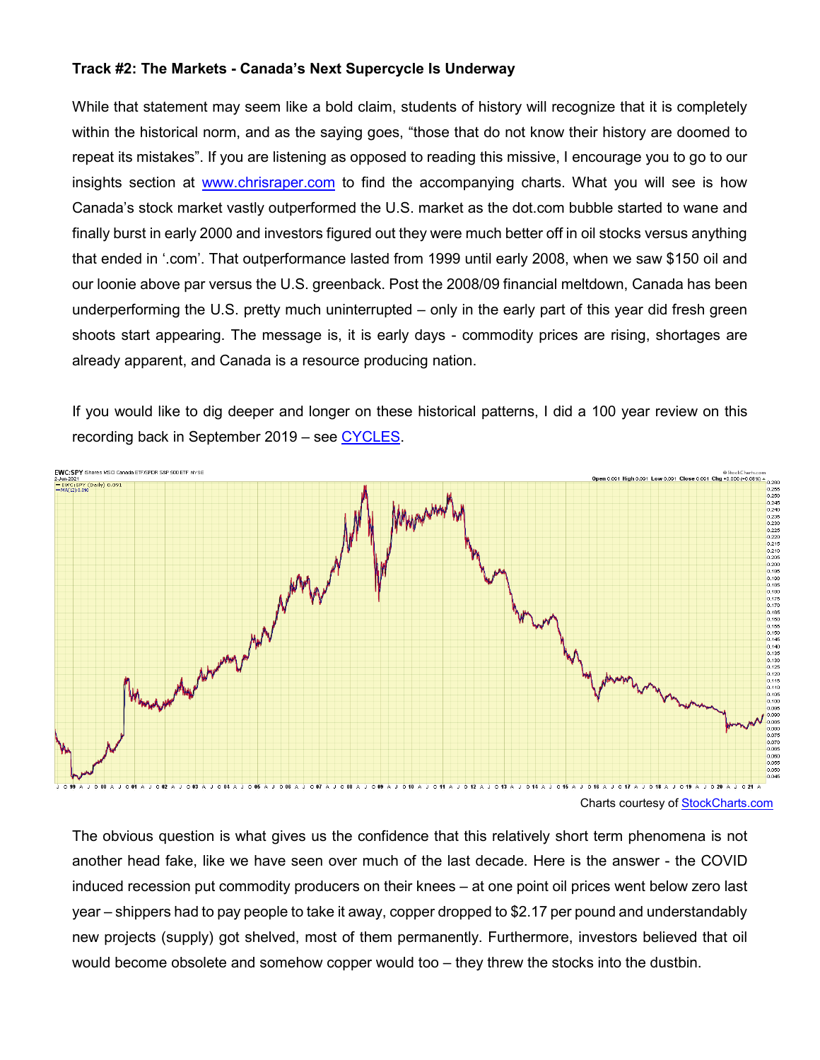**Track #2: The Markets - Canada's Next Supercycle Is Underway**

While that statement may seem like a bold claim, students of history will recognize that it is completely within the historical norm, and as the saying goes, "those that do not know their history are doomed to repeat its mistakes". If you are listening as opposed to reading this missive, I encourage you to go to our insights section at [www.chrisraper.com](http://www.chrisraper.com) to find the accompanying charts. What you will see is how Canada's stock market vastly outperformed the U.S. market as the dot.com bubble started to wane and finally burst in early 2000 and investors figured out they were much better off in oil stocks versus anything that ended in '.com'. That outperformance lasted from 1999 until early 2008, when we saw $150 oil and our loonie above par versus the U.S. greenback. Post the 2008/09 financial meltdown, Canada has been underperforming the U.S. pretty much uninterrupted – only in the early part of this year did fresh green shoots start appearing. The message is, it is early days - commodity prices are rising, shortages are already apparent, and Canada is a resource producing nation.

If you would like to dig deeper and longer on these historical patterns, I did a 100 year review on this recording back in September 2019 – see CYCLES.

Charts courtesy of StockCharts.com

The obvious question is what gives us the confidence that this relatively short term phenomena is not another head fake, like we have seen over much of the last decade. Here is the answer - the COVID induced recession put commodity producers on their knees – at one point oil prices went below zero last year – shippers had to pay people to take it away, copper dropped to $2.17 per pound and understandably new projects (supply) got shelved, most of them permanently. Furthermore, investors believed that oil would become obsolete and somehow copper would too – they threw the stocks into the dustbin.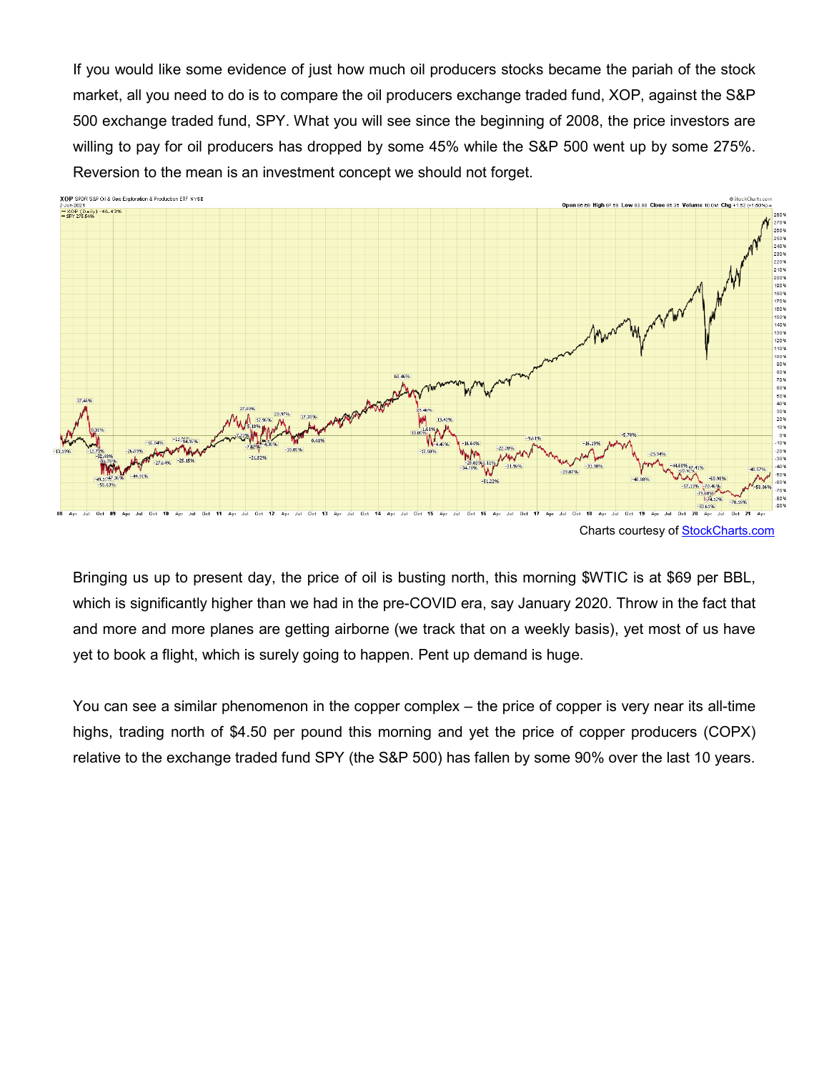If you would like some evidence of just how much oil producers stocks became the pariah of the stock market, all you need to do is to compare the oil producers exchange traded fund, XOP, against the S&P 500 exchange traded fund, SPY. What you will see since the beginning of 2008, the price investors are willing to pay for oil producers has dropped by some 45% while the S&P 500 went up by some 275%. Reversion to the mean is an investment concept we should not forget.

Charts courtesy of [StockCharts.com](StockCharts.com)

Bringing us up to present day, the price of oil is busting north, this morning $WTIC is at $69 per BBL, which is significantly higher than we had in the pre-COVID era, say January 2020. Throw in the fact that and more and more planes are getting airborne (we track that on a weekly basis), yet most of us have yet to book a flight, which is surely going to happen. Pent up demand is huge.

You can see a similar phenomenon in the copper complex – the price of copper is very near its all-time highs, trading north of $4.50 per pound this morning and yet the price of copper producers (COPX) relative to the exchange traded fund SPY (the S&P 500) has fallen by some 90% over the last 10 years.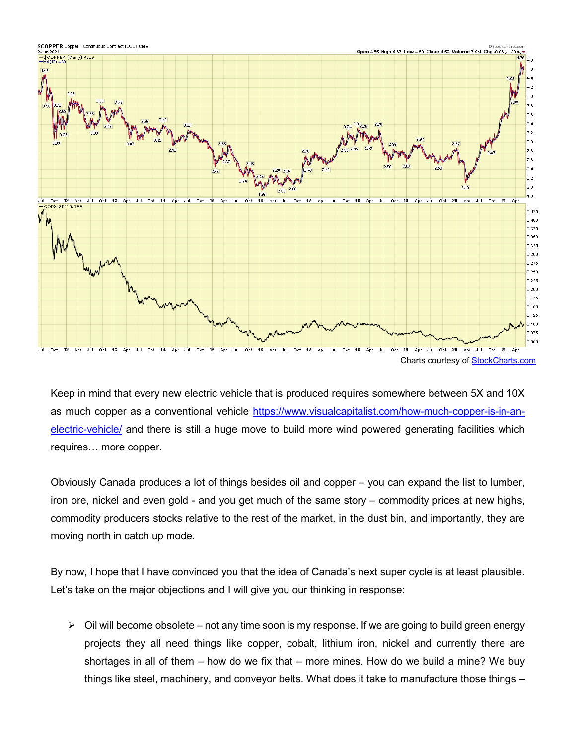Charts courtesy of [StockCharts.com](https://StockCharts.com)

Keep in mind that every new electric vehicle that is produced requires somewhere between 5X and 10X as much copper as a conventional vehicle [https://www.visualcapitalist.com/how-much-copper-is-in-an-electric-vehicle/](https://www.visualcapitalist.com/how-much-copper-is-in-an-electric-vehicle/) and there is still a huge move to build more wind powered generating facilities which requires… more copper.

Obviously Canada produces a lot of things besides oil and copper – you can expand the list to lumber, iron ore, nickel and even gold - and you get much of the same story – commodity prices at new highs, commodity producers stocks relative to the rest of the market, in the dust bin, and importantly, they are moving north in catch up mode.

By now, I hope that I have convinced you that the idea of Canada's next super cycle is at least plausible. Let's take on the major objections and I will give you our thinking in response:

- Oil will become obsolete – not any time soon is my response. If we are going to build green energy projects they all need things like copper, cobalt, lithium iron, nickel and currently there are shortages in all of them – how do we fix that – more mines. How do we build a mine? We buy things like steel, machinery, and conveyor belts. What does it take to manufacture those things –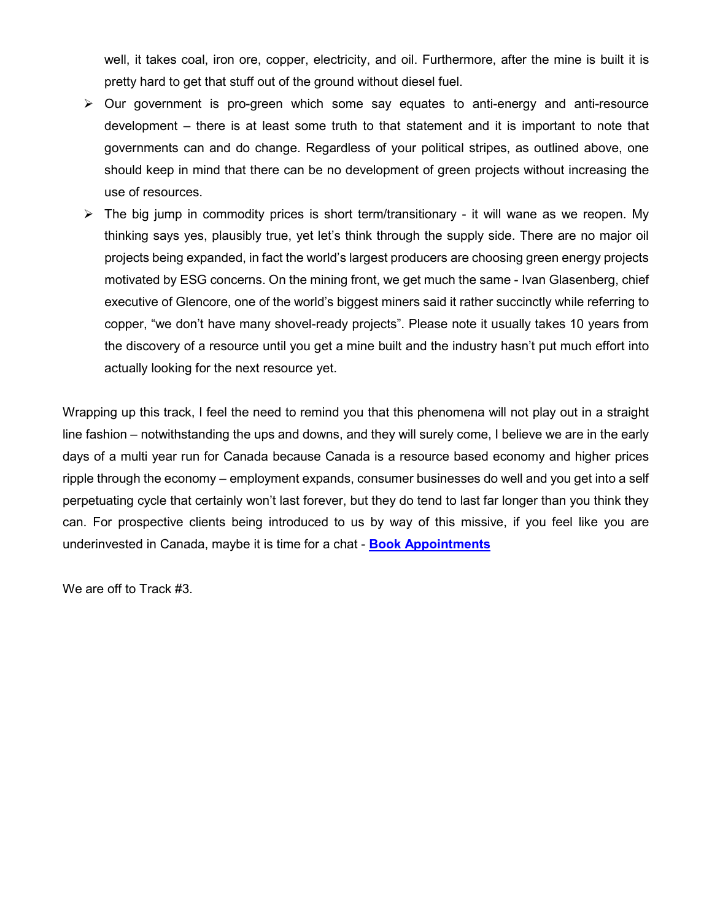well, it takes coal, iron ore, copper, electricity, and oil. Furthermore, after the mine is built it is pretty hard to get that stuff out of the ground without diesel fuel.

- Our government is pro-green which some say equates to anti-energy and anti-resource development – there is at least some truth to that statement and it is important to note that governments can and do change. Regardless of your political stripes, as outlined above, one should keep in mind that there can be no development of green projects without increasing the use of resources.
- The big jump in commodity prices is short term/transitionary - it will wane as we reopen. My thinking says yes, plausibly true, yet let's think through the supply side. There are no major oil projects being expanded, in fact the world's largest producers are choosing green energy projects motivated by ESG concerns. On the mining front, we get much the same - Ivan Glasenberg, chief executive of Glencore, one of the world's biggest miners said it rather succinctly while referring to copper, "we don't have many shovel-ready projects". Please note it usually takes 10 years from the discovery of a resource until you get a mine built and the industry hasn't put much effort into actually looking for the next resource yet.

Wrapping up this track, I feel the need to remind you that this phenomena will not play out in a straight line fashion – notwithstanding the ups and downs, and they will surely come, I believe we are in the early days of a multi year run for Canada because Canada is a resource based economy and higher prices ripple through the economy – employment expands, consumer businesses do well and you get into a self perpetuating cycle that certainly won't last forever, but they do tend to last far longer than you think they can. For prospective clients being introduced to us by way of this missive, if you feel like you are underinvested in Canada, maybe it is time for a chat - **Book Appointments**

We are off to Track #3.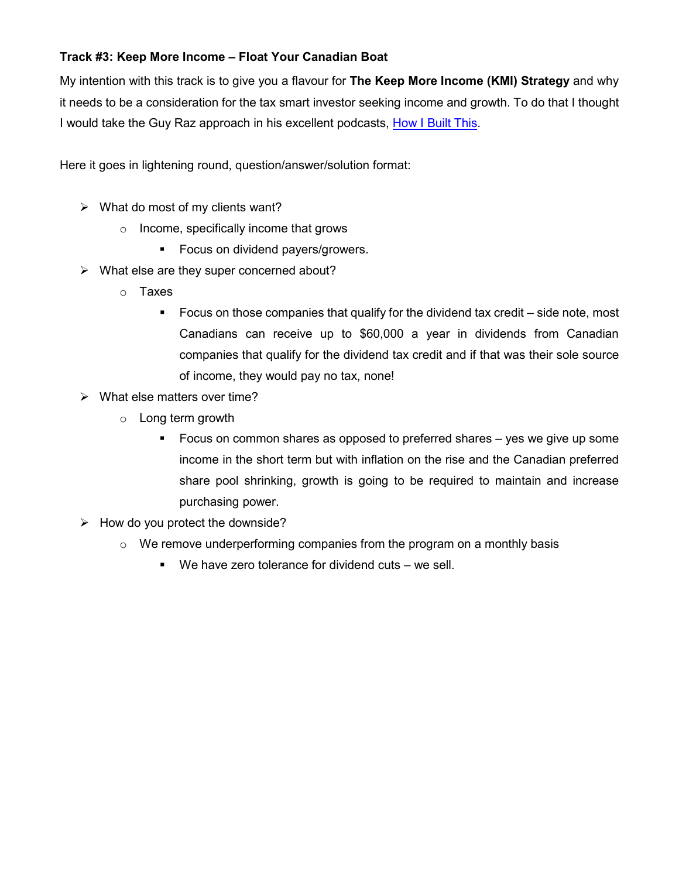**Track #3: Keep More Income – Float Your Canadian Boat**

My intention with this track is to give you a flavour for **The Keep More Income (KMI) Strategy** and why it needs to be a consideration for the tax smart investor seeking income and growth. To do that I thought I would take the Guy Raz approach in his excellent podcasts, How I Built This.

Here it goes in lightening round, question/answer/solution format:

- What do most of my clients want?
  - Income, specifically income that grows
    - Focus on dividend payers/growers.
- What else are they super concerned about?
  - Taxes
    - Focus on those companies that qualify for the dividend tax credit – side note, most Canadians can receive up to $60,000 a year in dividends from Canadian companies that qualify for the dividend tax credit and if that was their sole source of income, they would pay no tax, none!
- What else matters over time?
  - Long term growth
    - Focus on common shares as opposed to preferred shares – yes we give up some income in the short term but with inflation on the rise and the Canadian preferred share pool shrinking, growth is going to be required to maintain and increase purchasing power.
- How do you protect the downside?
  - We remove underperforming companies from the program on a monthly basis
    - We have zero tolerance for dividend cuts – we sell.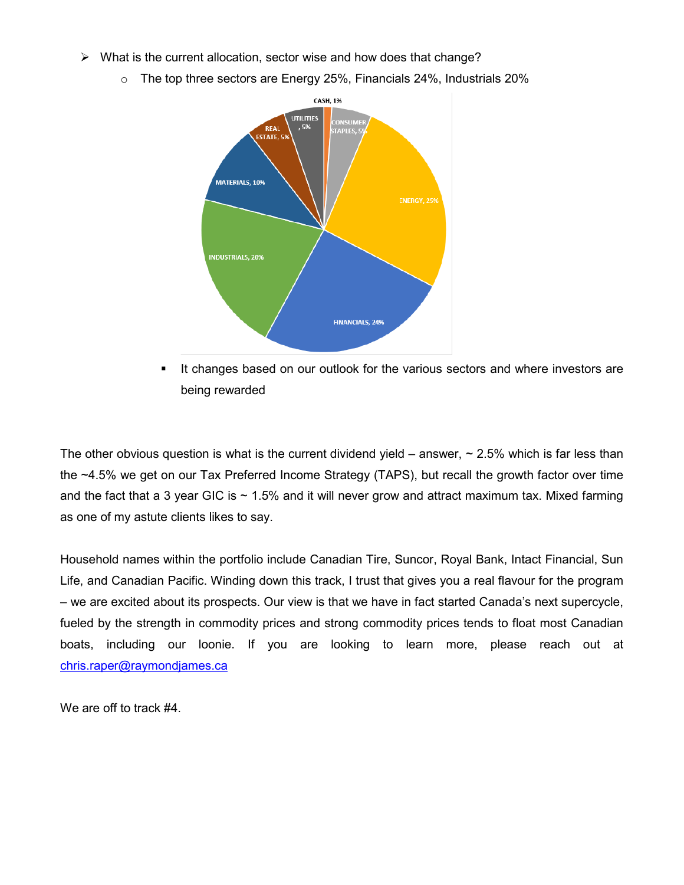- What is the current allocation, sector wise and how does that change?
  - The top three sectors are Energy 25%, Financials 24%, Industrials 20%

    CASH, 1%
    CONSUMER STAPLES, 5%
    ENERGY, 25%
    FINANCIALS, 24%
    INDUSTRIALS, 20%
    MATERIALS, 10%
    REAL ESTATE, 5%
    UTILITIES, 5%

    - It changes based on our outlook for the various sectors and where investors are being rewarded

The other obvious question is what is the current dividend yield – answer, ~ 2.5% which is far less than the ~4.5% we get on our Tax Preferred Income Strategy (TAPS), but recall the growth factor over time and the fact that a 3 year GIC is ~ 1.5% and it will never grow and attract maximum tax. Mixed farming as one of my astute clients likes to say.

Household names within the portfolio include Canadian Tire, Suncor, Royal Bank, Intact Financial, Sun Life, and Canadian Pacific. Winding down this track, I trust that gives you a real flavour for the program – we are excited about its prospects. Our view is that we have in fact started Canada's next supercycle, fueled by the strength in commodity prices and strong commodity prices tends to float most Canadian boats, including our loonie. If you are looking to learn more, please reach out at chris.raper@raymondjames.ca

We are off to track #4.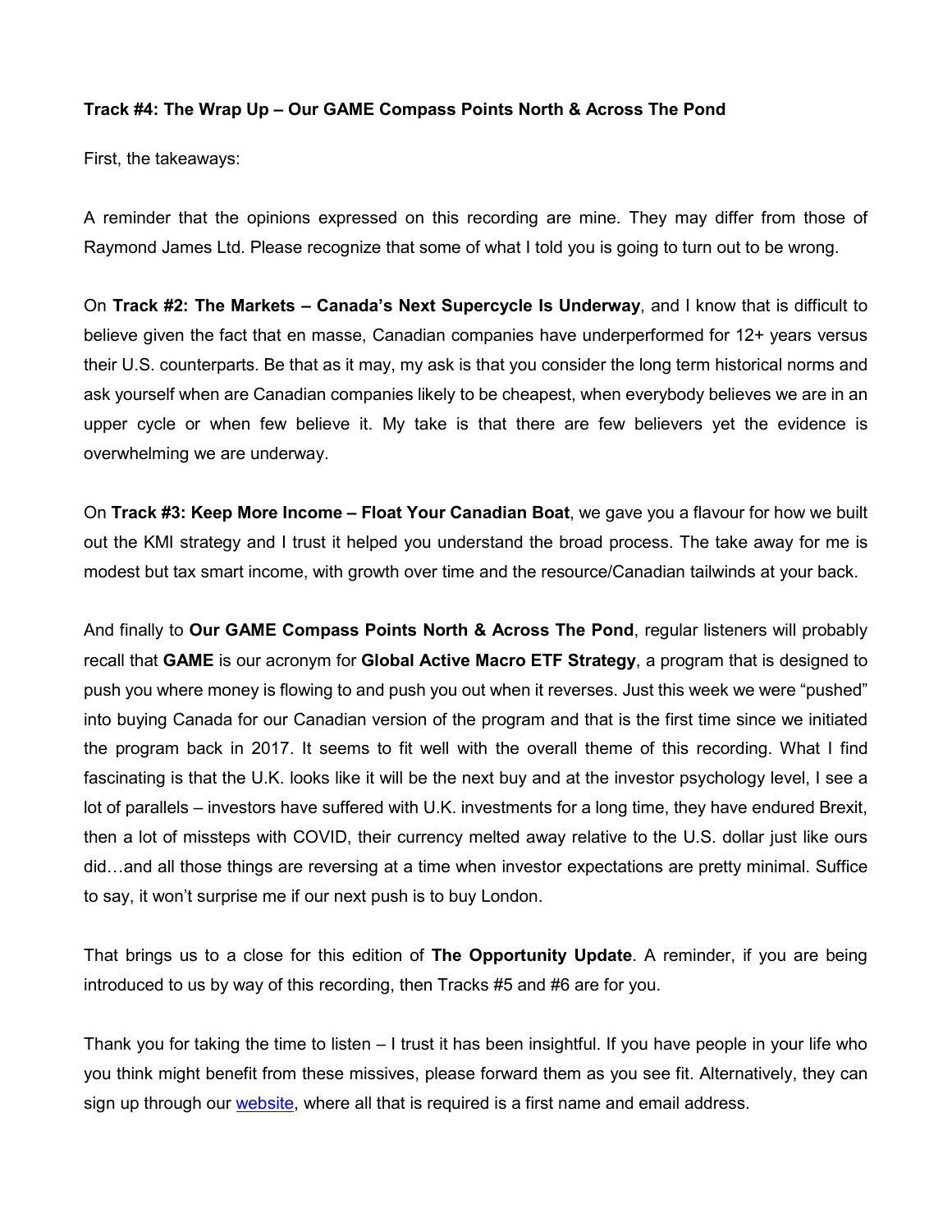**Track #4: The Wrap Up – Our GAME Compass Points North & Across The Pond**

First, the takeaways:

A reminder that the opinions expressed on this recording are mine. They may differ from those of Raymond James Ltd. Please recognize that some of what I told you is going to turn out to be wrong.

On **Track #2: The Markets – Canada's Next Supercycle Is Underway**, and I know that is difficult to believe given the fact that en masse, Canadian companies have underperformed for 12+ years versus their U.S. counterparts. Be that as it may, my ask is that you consider the long term historical norms and ask yourself when are Canadian companies likely to be cheapest, when everybody believes we are in an upper cycle or when few believe it. My take is that there are few believers yet the evidence is overwhelming we are underway.

On **Track #3: Keep More Income – Float Your Canadian Boat**, we gave you a flavour for how we built out the KMI strategy and I trust it helped you understand the broad process. The take away for me is modest but tax smart income, with growth over time and the resource/Canadian tailwinds at your back.

And finally to **Our GAME Compass Points North & Across The Pond**, regular listeners will probably recall that **GAME** is our acronym for **Global Active Macro ETF Strategy**, a program that is designed to push you where money is flowing to and push you out when it reverses. Just this week we were "pushed" into buying Canada for our Canadian version of the program and that is the first time since we initiated the program back in 2017. It seems to fit well with the overall theme of this recording. What I find fascinating is that the U.K. looks like it will be the next buy and at the investor psychology level, I see a lot of parallels – investors have suffered with U.K. investments for a long time, they have endured Brexit, then a lot of missteps with COVID, their currency melted away relative to the U.S. dollar just like ours did…and all those things are reversing at a time when investor expectations are pretty minimal. Suffice to say, it won't surprise me if our next push is to buy London.

That brings us to a close for this edition of **The Opportunity Update**. A reminder, if you are being introduced to us by way of this recording, then Tracks #5 and #6 are for you.

Thank you for taking the time to listen – I trust it has been insightful. If you have people in your life who you think might benefit from these missives, please forward them as you see fit. Alternatively, they can sign up through our website, where all that is required is a first name and email address.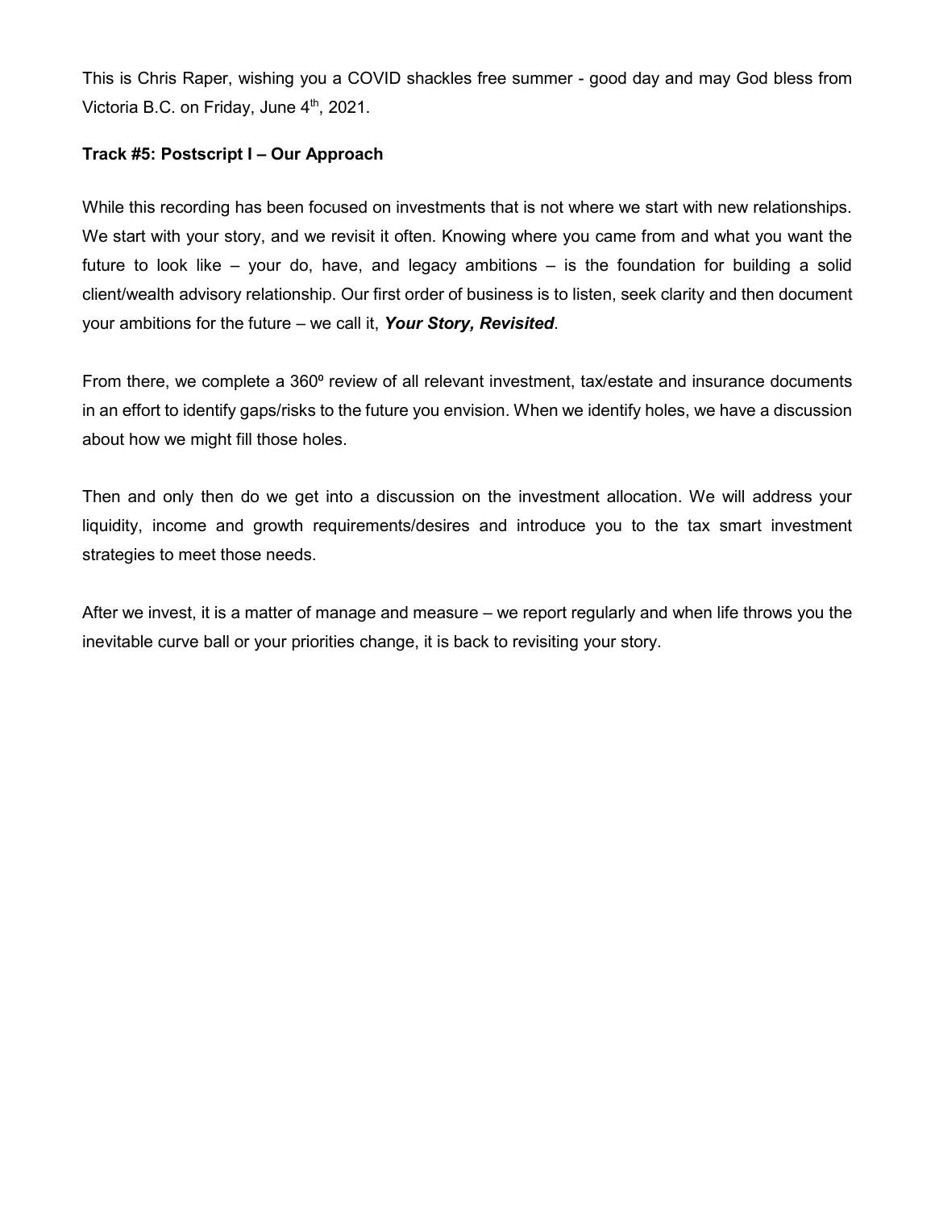This is Chris Raper, wishing you a COVID shackles free summer - good day and may God bless from Victoria B.C. on Friday, June 4th, 2021.

**Track #5: Postscript I – Our Approach**

While this recording has been focused on investments that is not where we start with new relationships. We start with your story, and we revisit it often. Knowing where you came from and what you want the future to look like – your do, have, and legacy ambitions – is the foundation for building a solid client/wealth advisory relationship. Our first order of business is to listen, seek clarity and then document your ambitions for the future – we call it, ***Your Story, Revisited***.

From there, we complete a 360º review of all relevant investment, tax/estate and insurance documents in an effort to identify gaps/risks to the future you envision. When we identify holes, we have a discussion about how we might fill those holes.

Then and only then do we get into a discussion on the investment allocation. We will address your liquidity, income and growth requirements/desires and introduce you to the tax smart investment strategies to meet those needs.

After we invest, it is a matter of manage and measure – we report regularly and when life throws you the inevitable curve ball or your priorities change, it is back to revisiting your story.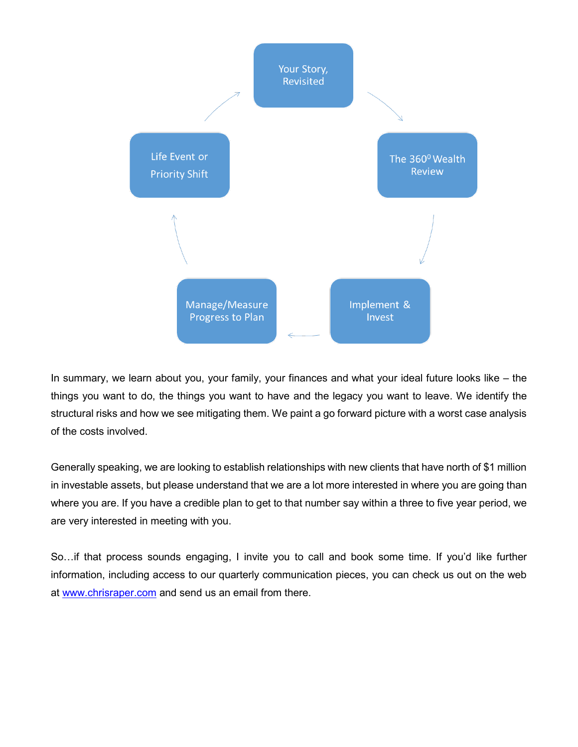Your Story, Revisited → The 360⁰ Wealth Review → Implement & Invest → Manage/Measure Progress to Plan → Life Event or Priority Shift → Your Story, Revisited

In summary, we learn about you, your family, your finances and what your ideal future looks like – the things you want to do, the things you want to have and the legacy you want to leave. We identify the structural risks and how we see mitigating them. We paint a go forward picture with a worst case analysis of the costs involved.

Generally speaking, we are looking to establish relationships with new clients that have north of $1 million in investable assets, but please understand that we are a lot more interested in where you are going than where you are. If you have a credible plan to get to that number say within a three to five year period, we are very interested in meeting with you.

So…if that process sounds engaging, I invite you to call and book some time. If you'd like further information, including access to our quarterly communication pieces, you can check us out on the web at [www.chrisraper.com](http://www.chrisraper.com) and send us an email from there.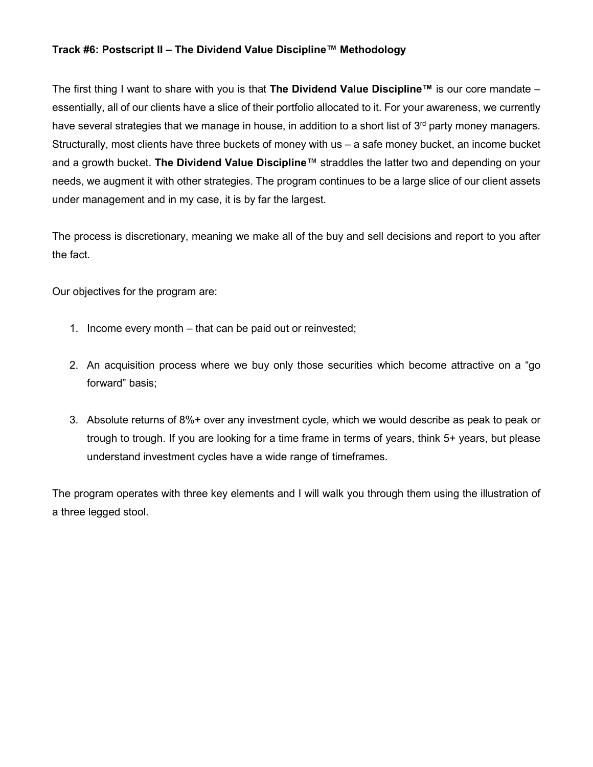**Track #6: Postscript II – The Dividend Value Discipline™ Methodology**

The first thing I want to share with you is that **The Dividend Value Discipline™** is our core mandate – essentially, all of our clients have a slice of their portfolio allocated to it. For your awareness, we currently have several strategies that we manage in house, in addition to a short list of 3rd party money managers. Structurally, most clients have three buckets of money with us – a safe money bucket, an income bucket and a growth bucket. **The Dividend Value Discipline**™ straddles the latter two and depending on your needs, we augment it with other strategies. The program continues to be a large slice of our client assets under management and in my case, it is by far the largest.

The process is discretionary, meaning we make all of the buy and sell decisions and report to you after the fact.

Our objectives for the program are:

1. Income every month – that can be paid out or reinvested;

2. An acquisition process where we buy only those securities which become attractive on a "go forward" basis;

3. Absolute returns of 8%+ over any investment cycle, which we would describe as peak to peak or trough to trough. If you are looking for a time frame in terms of years, think 5+ years, but please understand investment cycles have a wide range of timeframes.

The program operates with three key elements and I will walk you through them using the illustration of a three legged stool.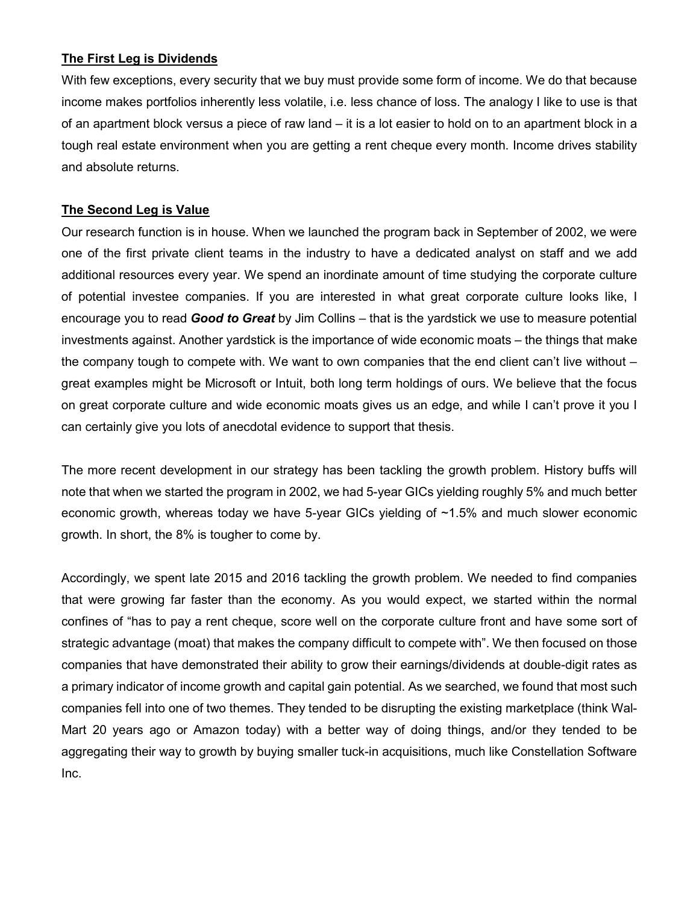**The First Leg is Dividends**

With few exceptions, every security that we buy must provide some form of income. We do that because income makes portfolios inherently less volatile, i.e. less chance of loss. The analogy I like to use is that of an apartment block versus a piece of raw land – it is a lot easier to hold on to an apartment block in a tough real estate environment when you are getting a rent cheque every month. Income drives stability and absolute returns.

**The Second Leg is Value**

Our research function is in house. When we launched the program back in September of 2002, we were one of the first private client teams in the industry to have a dedicated analyst on staff and we add additional resources every year. We spend an inordinate amount of time studying the corporate culture of potential investee companies. If you are interested in what great corporate culture looks like, I encourage you to read ***Good to Great*** by Jim Collins – that is the yardstick we use to measure potential investments against. Another yardstick is the importance of wide economic moats – the things that make the company tough to compete with. We want to own companies that the end client can't live without – great examples might be Microsoft or Intuit, both long term holdings of ours. We believe that the focus on great corporate culture and wide economic moats gives us an edge, and while I can't prove it you I can certainly give you lots of anecdotal evidence to support that thesis.

The more recent development in our strategy has been tackling the growth problem. History buffs will note that when we started the program in 2002, we had 5-year GICs yielding roughly 5% and much better economic growth, whereas today we have 5-year GICs yielding of ~1.5% and much slower economic growth. In short, the 8% is tougher to come by.

Accordingly, we spent late 2015 and 2016 tackling the growth problem. We needed to find companies that were growing far faster than the economy. As you would expect, we started within the normal confines of "has to pay a rent cheque, score well on the corporate culture front and have some sort of strategic advantage (moat) that makes the company difficult to compete with". We then focused on those companies that have demonstrated their ability to grow their earnings/dividends at double-digit rates as a primary indicator of income growth and capital gain potential. As we searched, we found that most such companies fell into one of two themes. They tended to be disrupting the existing marketplace (think Wal-Mart 20 years ago or Amazon today) with a better way of doing things, and/or they tended to be aggregating their way to growth by buying smaller tuck-in acquisitions, much like Constellation Software Inc.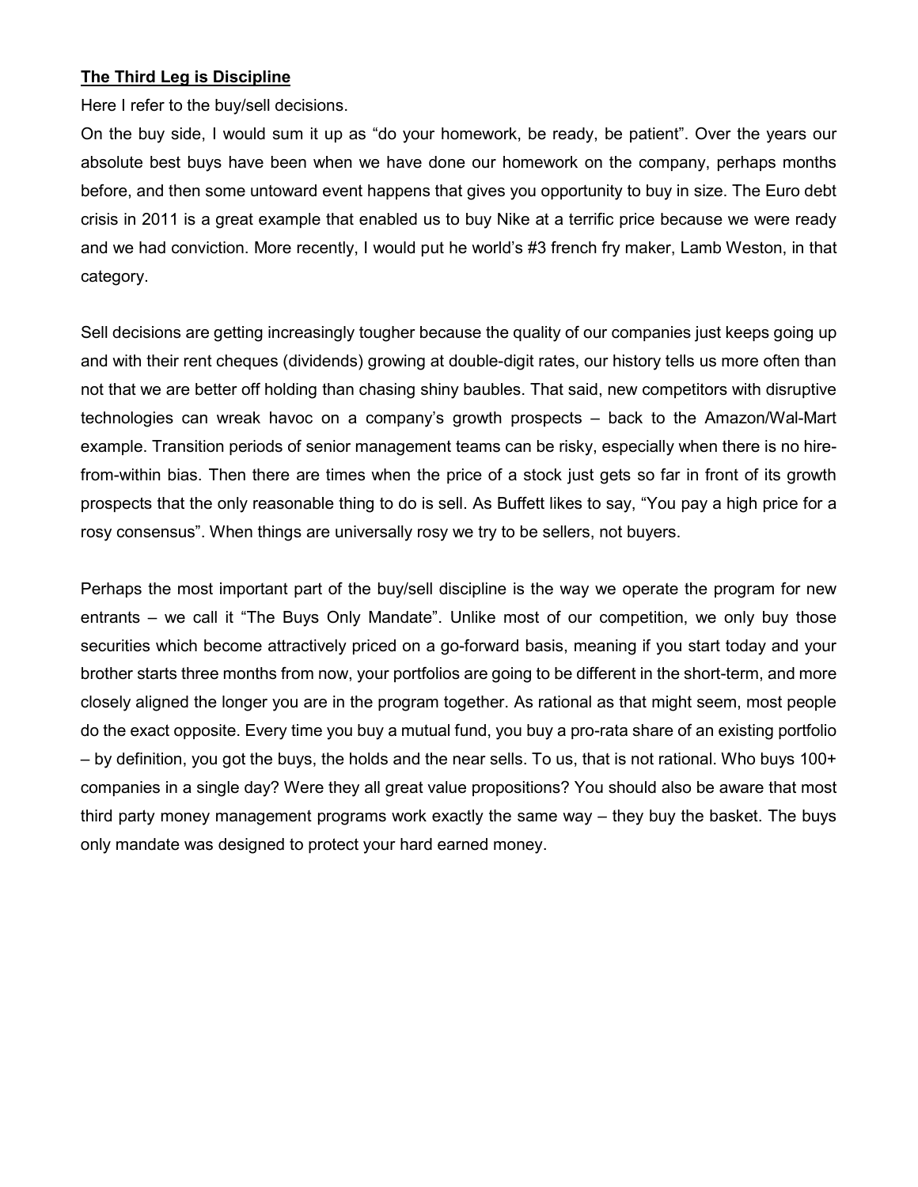**The Third Leg is Discipline**

Here I refer to the buy/sell decisions.

On the buy side, I would sum it up as "do your homework, be ready, be patient". Over the years our absolute best buys have been when we have done our homework on the company, perhaps months before, and then some untoward event happens that gives you opportunity to buy in size. The Euro debt crisis in 2011 is a great example that enabled us to buy Nike at a terrific price because we were ready and we had conviction. More recently, I would put he world's #3 french fry maker, Lamb Weston, in that category.

Sell decisions are getting increasingly tougher because the quality of our companies just keeps going up and with their rent cheques (dividends) growing at double-digit rates, our history tells us more often than not that we are better off holding than chasing shiny baubles. That said, new competitors with disruptive technologies can wreak havoc on a company's growth prospects – back to the Amazon/Wal-Mart example. Transition periods of senior management teams can be risky, especially when there is no hire-from-within bias. Then there are times when the price of a stock just gets so far in front of its growth prospects that the only reasonable thing to do is sell. As Buffett likes to say, "You pay a high price for a rosy consensus". When things are universally rosy we try to be sellers, not buyers.

Perhaps the most important part of the buy/sell discipline is the way we operate the program for new entrants – we call it "The Buys Only Mandate". Unlike most of our competition, we only buy those securities which become attractively priced on a go-forward basis, meaning if you start today and your brother starts three months from now, your portfolios are going to be different in the short-term, and more closely aligned the longer you are in the program together. As rational as that might seem, most people do the exact opposite. Every time you buy a mutual fund, you buy a pro-rata share of an existing portfolio – by definition, you got the buys, the holds and the near sells. To us, that is not rational. Who buys 100+ companies in a single day? Were they all great value propositions? You should also be aware that most third party money management programs work exactly the same way – they buy the basket. The buys only mandate was designed to protect your hard earned money.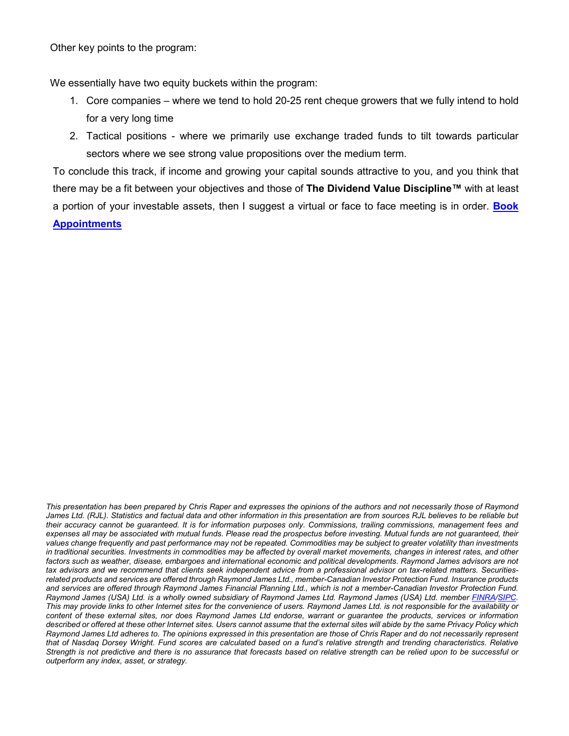Other key points to the program:

We essentially have two equity buckets within the program:

1. Core companies – where we tend to hold 20-25 rent cheque growers that we fully intend to hold for a very long time
2. Tactical positions - where we primarily use exchange traded funds to tilt towards particular sectors where we see strong value propositions over the medium term.

To conclude this track, if income and growing your capital sounds attractive to you, and you think that there may be a fit between your objectives and those of **The Dividend Value Discipline™** with at least a portion of your investable assets, then I suggest a virtual or face to face meeting is in order. **Book Appointments**

*This presentation has been prepared by Chris Raper and expresses the opinions of the authors and not necessarily those of Raymond James Ltd. (RJL). Statistics and factual data and other information in this presentation are from sources RJL believes to be reliable but their accuracy cannot be guaranteed. It is for information purposes only. Commissions, trailing commissions, management fees and expenses all may be associated with mutual funds. Please read the prospectus before investing. Mutual funds are not guaranteed, their values change frequently and past performance may not be repeated. Commodities may be subject to greater volatility than investments in traditional securities. Investments in commodities may be affected by overall market movements, changes in interest rates, and other factors such as weather, disease, embargoes and international economic and political developments. Raymond James advisors are not tax advisors and we recommend that clients seek independent advice from a professional advisor on tax-related matters. Securities-related products and services are offered through Raymond James Ltd., member-Canadian Investor Protection Fund. Insurance products and services are offered through Raymond James Financial Planning Ltd., which is not a member-Canadian Investor Protection Fund. Raymond James (USA) Ltd. is a wholly owned subsidiary of Raymond James Ltd. Raymond James (USA) Ltd. member FINRA/SIPC. This may provide links to other Internet sites for the convenience of users. Raymond James Ltd. is not responsible for the availability or content of these external sites, nor does Raymond James Ltd endorse, warrant or guarantee the products, services or information described or offered at these other Internet sites. Users cannot assume that the external sites will abide by the same Privacy Policy which Raymond James Ltd adheres to. The opinions expressed in this presentation are those of Chris Raper and do not necessarily represent that of Nasdaq Dorsey Wright. Fund scores are calculated based on a fund's relative strength and trending characteristics. Relative Strength is not predictive and there is no assurance that forecasts based on relative strength can be relied upon to be successful or outperform any index, asset, or strategy.*